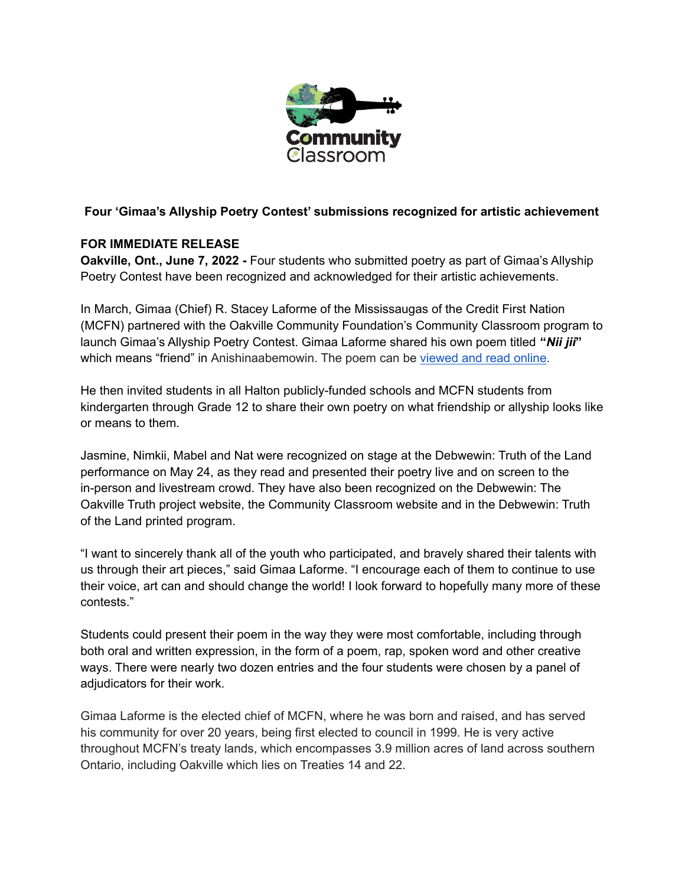Community Classroom

**Four 'Gimaa's Allyship Poetry Contest' submissions recognized for artistic achievement**

**FOR IMMEDIATE RELEASE**

**Oakville, Ont., June 7, 2022 -** Four students who submitted poetry as part of Gimaa's Allyship Poetry Contest have been recognized and acknowledged for their artistic achievements.

In March, Gimaa (Chief) R. Stacey Laforme of the Mississaugas of the Credit First Nation (MCFN) partnered with the Oakville Community Foundation's Community Classroom program to launch Gimaa's Allyship Poetry Contest. Gimaa Laforme shared his own poem titled **"*Nii jii*"** which means "friend" in Anishinaabemowin. The poem can be viewed and read online.

He then invited students in all Halton publicly-funded schools and MCFN students from kindergarten through Grade 12 to share their own poetry on what friendship or allyship looks like or means to them.

Jasmine, Nimkii, Mabel and Nat were recognized on stage at the Debwewin: Truth of the Land performance on May 24, as they read and presented their poetry live and on screen to the in-person and livestream crowd. They have also been recognized on the Debwewin: The Oakville Truth project website, the Community Classroom website and in the Debwewin: Truth of the Land printed program.

"I want to sincerely thank all of the youth who participated, and bravely shared their talents with us through their art pieces," said Gimaa Laforme. "I encourage each of them to continue to use their voice, art can and should change the world! I look forward to hopefully many more of these contests."

Students could present their poem in the way they were most comfortable, including through both oral and written expression, in the form of a poem, rap, spoken word and other creative ways. There were nearly two dozen entries and the four students were chosen by a panel of adjudicators for their work.

Gimaa Laforme is the elected chief of MCFN, where he was born and raised, and has served his community for over 20 years, being first elected to council in 1999. He is very active throughout MCFN's treaty lands, which encompasses 3.9 million acres of land across southern Ontario, including Oakville which lies on Treaties 14 and 22.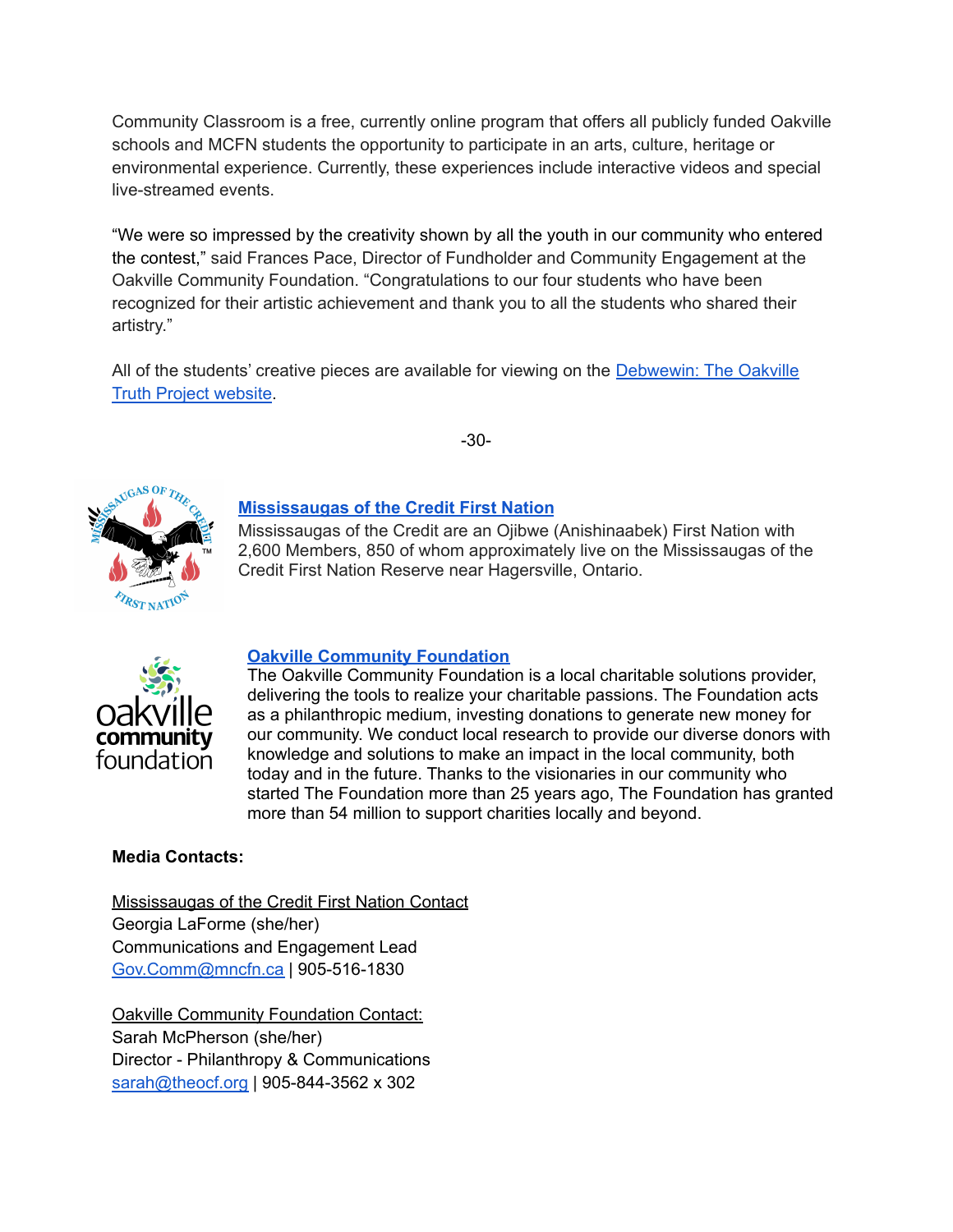Community Classroom is a free, currently online program that offers all publicly funded Oakville schools and MCFN students the opportunity to participate in an arts, culture, heritage or environmental experience. Currently, these experiences include interactive videos and special live-streamed events.

"We were so impressed by the creativity shown by all the youth in our community who entered the contest," said Frances Pace, Director of Fundholder and Community Engagement at the Oakville Community Foundation. "Congratulations to our four students who have been recognized for their artistic achievement and thank you to all the students who shared their artistry."

All of the students' creative pieces are available for viewing on the Debwewin: The Oakville Truth Project website.

-30-

**Mississaugas of the Credit First Nation**

Mississaugas of the Credit are an Ojibwe (Anishinaabek) First Nation with 2,600 Members, 850 of whom approximately live on the Mississaugas of the Credit First Nation Reserve near Hagersville, Ontario.

**Oakville Community Foundation**

The Oakville Community Foundation is a local charitable solutions provider, delivering the tools to realize your charitable passions. The Foundation acts as a philanthropic medium, investing donations to generate new money for our community. We conduct local research to provide our diverse donors with knowledge and solutions to make an impact in the local community, both today and in the future. Thanks to the visionaries in our community who started The Foundation more than 25 years ago, The Foundation has granted more than 54 million to support charities locally and beyond.

**Media Contacts:**

Mississaugas of the Credit First Nation Contact
Georgia LaForme (she/her)
Communications and Engagement Lead
Gov.Comm@mncfn.ca | 905-516-1830

Oakville Community Foundation Contact:
Sarah McPherson (she/her)
Director - Philanthropy & Communications
sarah@theocf.org | 905-844-3562 x 302